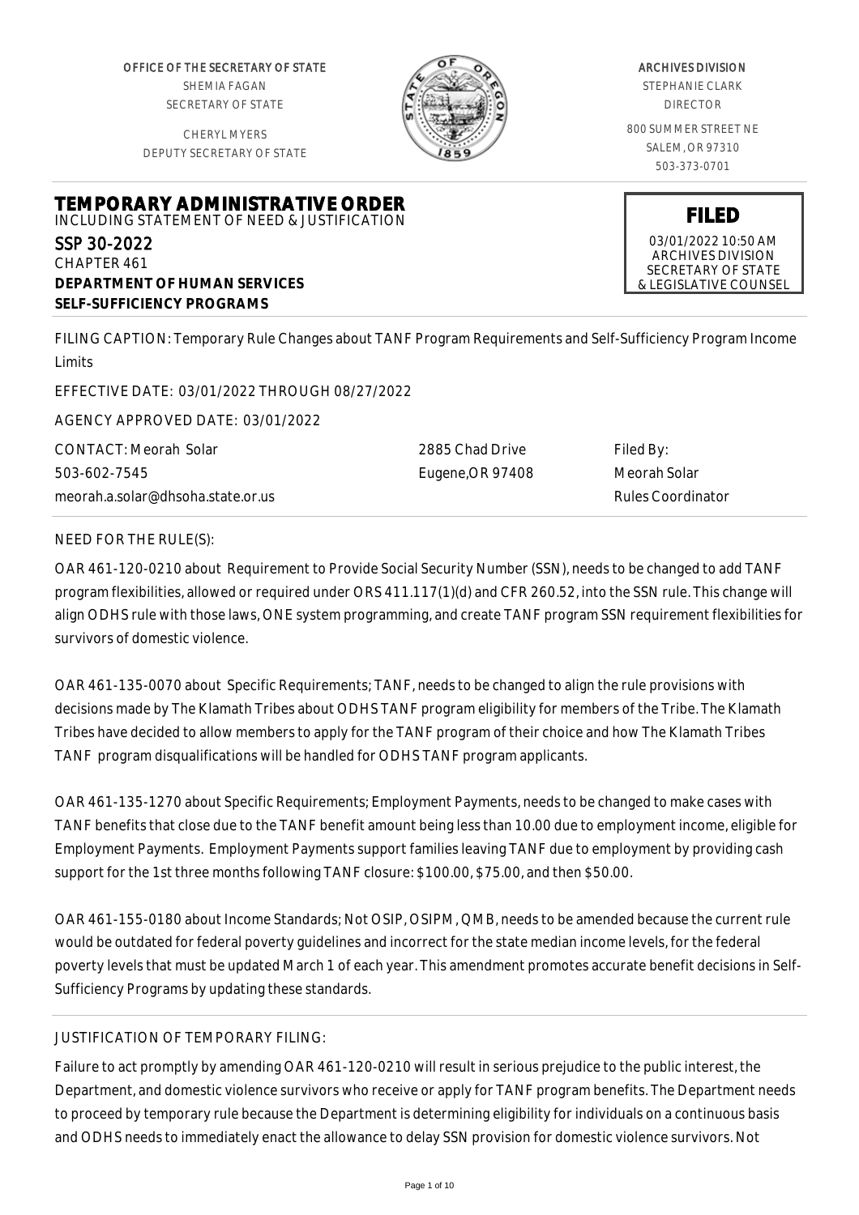OFFICE OF THE SECRETARY OF STATE
SHEMIA FAGAN
SECRETARY OF STATE

CHERYL MYERS
DEPUTY SECRETARY OF STATE

ARCHIVES DIVISION
STEPHANIE CLARK
DIRECTOR

800 SUMMER STREET NE
SALEM, OR 97310
503-373-0701

# TEMPORARY ADMINISTRATIVE ORDER

INCLUDING STATEMENT OF NEED & JUSTIFICATION

**FILED**
03/01/2022 10:50 AM
ARCHIVES DIVISION
SECRETARY OF STATE
& LEGISLATIVE COUNSEL

SSP 30-2022
CHAPTER 461
**DEPARTMENT OF HUMAN SERVICES**
**SELF-SUFFICIENCY PROGRAMS**

FILING CAPTION: Temporary Rule Changes about TANF Program Requirements and Self-Sufficiency Program Income Limits

EFFECTIVE DATE: 03/01/2022 THROUGH 08/27/2022

AGENCY APPROVED DATE: 03/01/2022

CONTACT: Meorah Solar
503-602-7545
meorah.a.solar@dhsoha.state.or.us

2885 Chad Drive
Eugene,OR 97408

Filed By:
Meorah Solar
Rules Coordinator

NEED FOR THE RULE(S):

OAR 461-120-0210 about Requirement to Provide Social Security Number (SSN), needs to be changed to add TANF program flexibilities, allowed or required under ORS 411.117(1)(d) and CFR 260.52, into the SSN rule. This change will align ODHS rule with those laws, ONE system programming, and create TANF program SSN requirement flexibilities for survivors of domestic violence.

OAR 461-135-0070 about Specific Requirements; TANF, needs to be changed to align the rule provisions with decisions made by The Klamath Tribes about ODHS TANF program eligibility for members of the Tribe. The Klamath Tribes have decided to allow members to apply for the TANF program of their choice and how The Klamath Tribes TANF program disqualifications will be handled for ODHS TANF program applicants.

OAR 461-135-1270 about Specific Requirements; Employment Payments, needs to be changed to make cases with TANF benefits that close due to the TANF benefit amount being less than 10.00 due to employment income, eligible for Employment Payments. Employment Payments support families leaving TANF due to employment by providing cash support for the 1st three months following TANF closure: $100.00, $75.00, and then $50.00.

OAR 461-155-0180 about Income Standards; Not OSIP, OSIPM, QMB, needs to be amended because the current rule would be outdated for federal poverty guidelines and incorrect for the state median income levels, for the federal poverty levels that must be updated March 1 of each year. This amendment promotes accurate benefit decisions in Self-Sufficiency Programs by updating these standards.

JUSTIFICATION OF TEMPORARY FILING:

Failure to act promptly by amending OAR 461-120-0210 will result in serious prejudice to the public interest, the Department, and domestic violence survivors who receive or apply for TANF program benefits. The Department needs to proceed by temporary rule because the Department is determining eligibility for individuals on a continuous basis and ODHS needs to immediately enact the allowance to delay SSN provision for domestic violence survivors. Not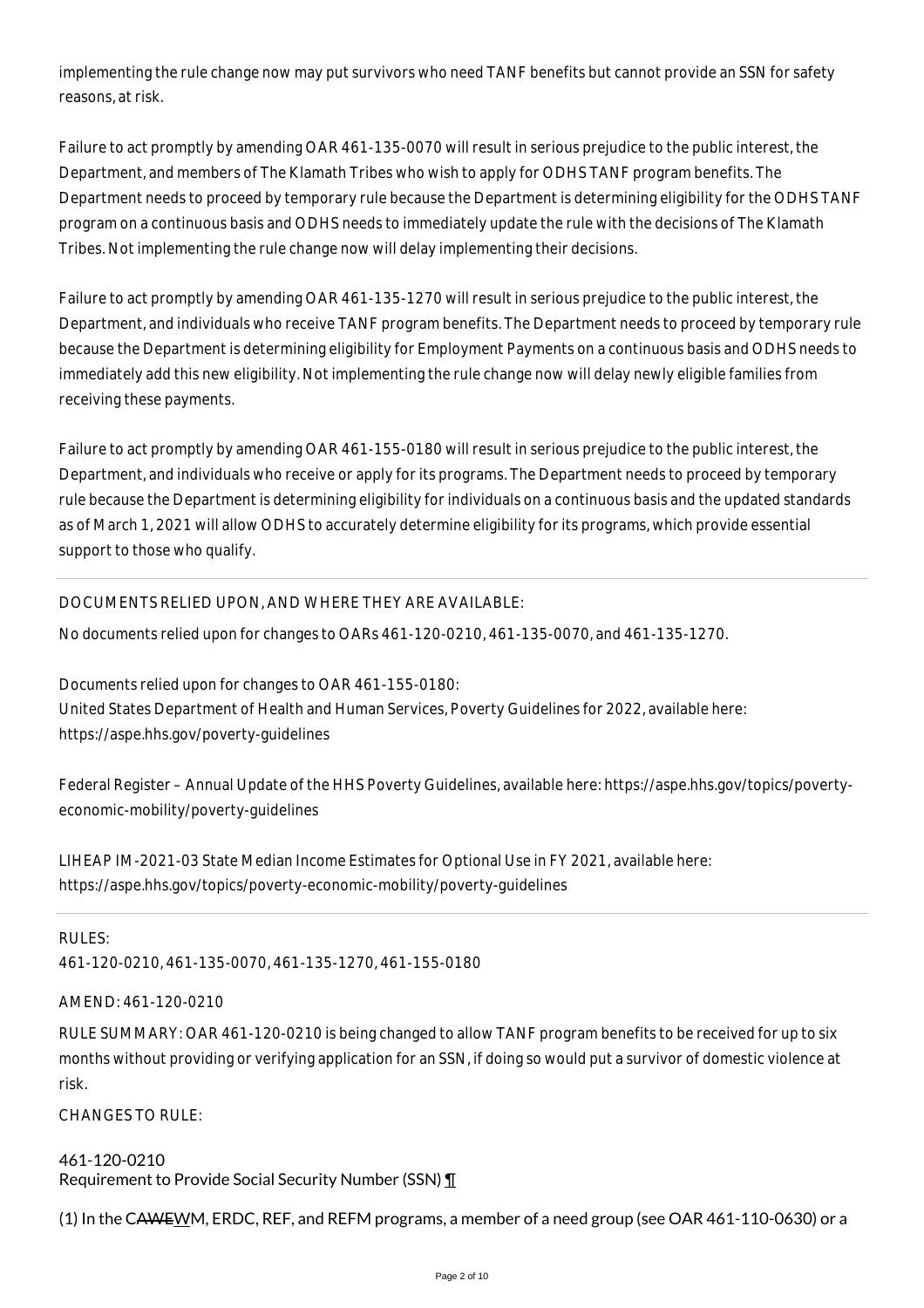implementing the rule change now may put survivors who need TANF benefits but cannot provide an SSN for safety reasons, at risk.

Failure to act promptly by amending OAR 461-135-0070 will result in serious prejudice to the public interest, the Department, and members of The Klamath Tribes who wish to apply for ODHS TANF program benefits. The Department needs to proceed by temporary rule because the Department is determining eligibility for the ODHS TANF program on a continuous basis and ODHS needs to immediately update the rule with the decisions of The Klamath Tribes. Not implementing the rule change now will delay implementing their decisions.

Failure to act promptly by amending OAR 461-135-1270 will result in serious prejudice to the public interest, the Department, and individuals who receive TANF program benefits. The Department needs to proceed by temporary rule because the Department is determining eligibility for Employment Payments on a continuous basis and ODHS needs to immediately add this new eligibility. Not implementing the rule change now will delay newly eligible families from receiving these payments.

Failure to act promptly by amending OAR 461-155-0180 will result in serious prejudice to the public interest, the Department, and individuals who receive or apply for its programs. The Department needs to proceed by temporary rule because the Department is determining eligibility for individuals on a continuous basis and the updated standards as of March 1, 2021 will allow ODHS to accurately determine eligibility for its programs, which provide essential support to those who qualify.

---

DOCUMENTS RELIED UPON, AND WHERE THEY ARE AVAILABLE:

No documents relied upon for changes to OARs 461-120-0210, 461-135-0070, and 461-135-1270.

Documents relied upon for changes to OAR 461-155-0180:
United States Department of Health and Human Services, Poverty Guidelines for 2022, available here: https://aspe.hhs.gov/poverty-guidelines

Federal Register – Annual Update of the HHS Poverty Guidelines, available here: https://aspe.hhs.gov/topics/poverty-economic-mobility/poverty-guidelines

LIHEAP IM-2021-03 State Median Income Estimates for Optional Use in FY 2021, available here: https://aspe.hhs.gov/topics/poverty-economic-mobility/poverty-guidelines

---

RULES:
461-120-0210, 461-135-0070, 461-135-1270, 461-155-0180

AMEND: 461-120-0210

RULE SUMMARY: OAR 461-120-0210 is being changed to allow TANF program benefits to be received for up to six months without providing or verifying application for an SSN, if doing so would put a survivor of domestic violence at risk.

CHANGES TO RULE:

461-120-0210
Requirement to Provide Social Security Number (SSN) ¶

(1) In the C~~AWE~~WM, ERDC, REF, and REFM programs, a member of a need group (see OAR 461-110-0630) or a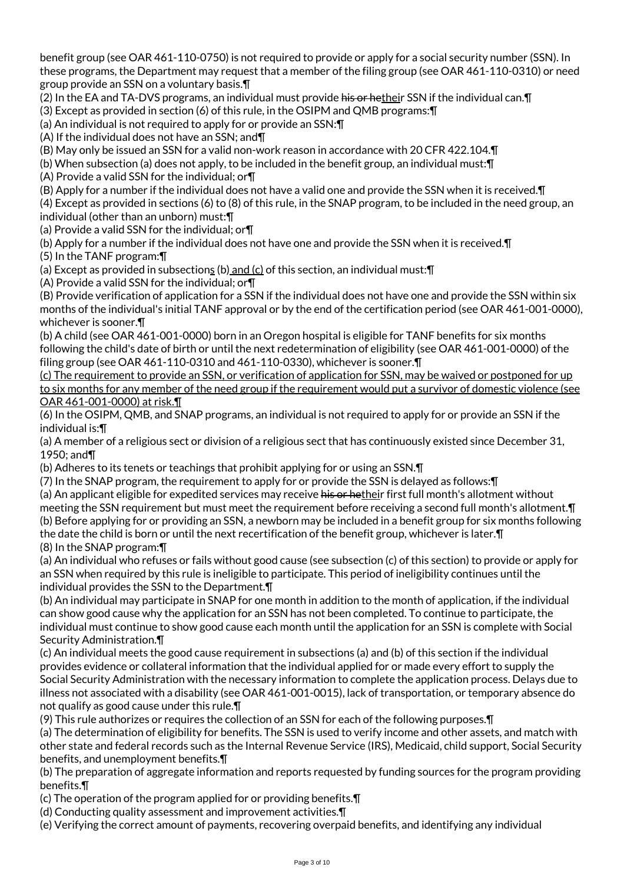benefit group (see OAR 461-110-0750) is not required to provide or apply for a social security number (SSN). In these programs, the Department may request that a member of the filing group (see OAR 461-110-0310) or need group provide an SSN on a voluntary basis.¶

(2) In the EA and TA-DVS programs, an individual must provide ~~his or he~~their SSN if the individual can.¶

(3) Except as provided in section (6) of this rule, in the OSIPM and QMB programs:¶

(a) An individual is not required to apply for or provide an SSN:¶

(A) If the individual does not have an SSN; and¶

(B) May only be issued an SSN for a valid non-work reason in accordance with 20 CFR 422.104.¶

(b) When subsection (a) does not apply, to be included in the benefit group, an individual must:¶

(A) Provide a valid SSN for the individual; or¶

(B) Apply for a number if the individual does not have a valid one and provide the SSN when it is received.¶

(4) Except as provided in sections (6) to (8) of this rule, in the SNAP program, to be included in the need group, an individual (other than an unborn) must:¶

(a) Provide a valid SSN for the individual; or¶

(b) Apply for a number if the individual does not have one and provide the SSN when it is received.¶

(5) In the TANF program:¶

(a) Except as provided in subsections (b) and (c) of this section, an individual must:¶

(A) Provide a valid SSN for the individual; or¶

(B) Provide verification of application for a SSN if the individual does not have one and provide the SSN within six months of the individual's initial TANF approval or by the end of the certification period (see OAR 461-001-0000), whichever is sooner.¶

(b) A child (see OAR 461-001-0000) born in an Oregon hospital is eligible for TANF benefits for six months following the child's date of birth or until the next redetermination of eligibility (see OAR 461-001-0000) of the filing group (see OAR 461-110-0310 and 461-110-0330), whichever is sooner.¶

(c) The requirement to provide an SSN, or verification of application for SSN, may be waived or postponed for up to six months for any member of the need group if the requirement would put a survivor of domestic violence (see OAR 461-001-0000) at risk.¶

(6) In the OSIPM, QMB, and SNAP programs, an individual is not required to apply for or provide an SSN if the individual is:¶

(a) A member of a religious sect or division of a religious sect that has continuously existed since December 31, 1950; and¶

(b) Adheres to its tenets or teachings that prohibit applying for or using an SSN.¶

(7) In the SNAP program, the requirement to apply for or provide the SSN is delayed as follows:¶

(a) An applicant eligible for expedited services may receive ~~his or he~~their first full month's allotment without meeting the SSN requirement but must meet the requirement before receiving a second full month's allotment.¶

(b) Before applying for or providing an SSN, a newborn may be included in a benefit group for six months following the date the child is born or until the next recertification of the benefit group, whichever is later.¶

(8) In the SNAP program:¶

(a) An individual who refuses or fails without good cause (see subsection (c) of this section) to provide or apply for an SSN when required by this rule is ineligible to participate. This period of ineligibility continues until the individual provides the SSN to the Department.¶

(b) An individual may participate in SNAP for one month in addition to the month of application, if the individual can show good cause why the application for an SSN has not been completed. To continue to participate, the individual must continue to show good cause each month until the application for an SSN is complete with Social Security Administration.¶

(c) An individual meets the good cause requirement in subsections (a) and (b) of this section if the individual provides evidence or collateral information that the individual applied for or made every effort to supply the Social Security Administration with the necessary information to complete the application process. Delays due to illness not associated with a disability (see OAR 461-001-0015), lack of transportation, or temporary absence do not qualify as good cause under this rule.¶

(9) This rule authorizes or requires the collection of an SSN for each of the following purposes.¶

(a) The determination of eligibility for benefits. The SSN is used to verify income and other assets, and match with other state and federal records such as the Internal Revenue Service (IRS), Medicaid, child support, Social Security benefits, and unemployment benefits.¶

(b) The preparation of aggregate information and reports requested by funding sources for the program providing benefits.¶

(c) The operation of the program applied for or providing benefits.¶

(d) Conducting quality assessment and improvement activities.¶

(e) Verifying the correct amount of payments, recovering overpaid benefits, and identifying any individual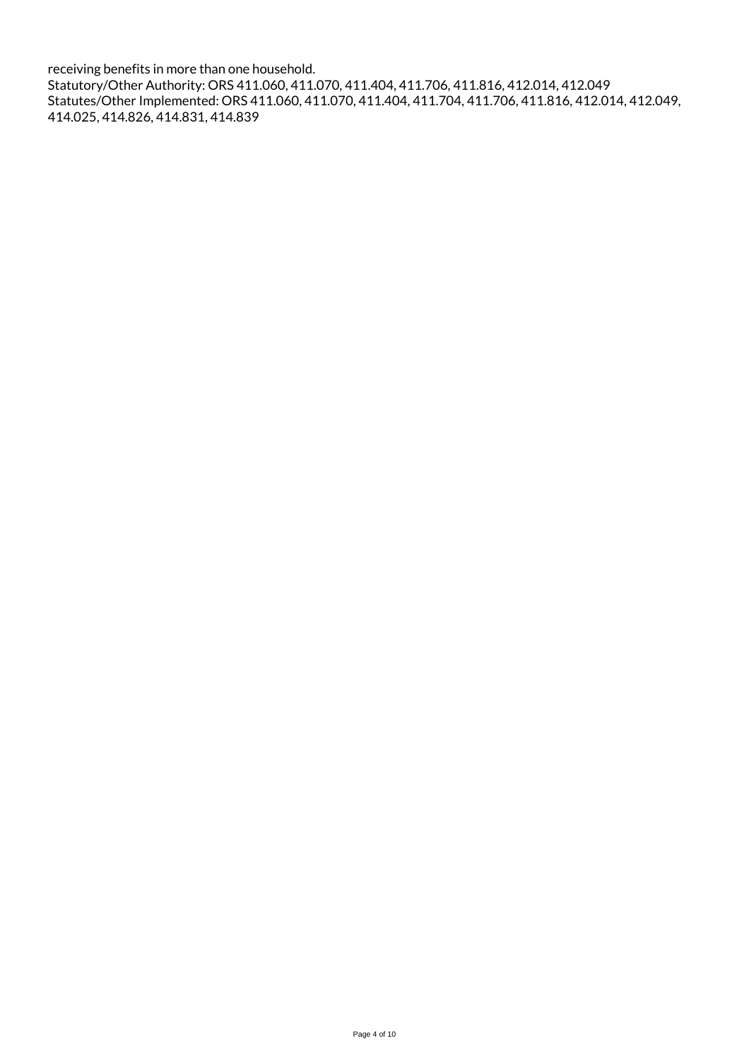receiving benefits in more than one household.

Statutory/Other Authority: ORS 411.060, 411.070, 411.404, 411.706, 411.816, 412.014, 412.049

Statutes/Other Implemented: ORS 411.060, 411.070, 411.404, 411.704, 411.706, 411.816, 412.014, 412.049, 414.025, 414.826, 414.831, 414.839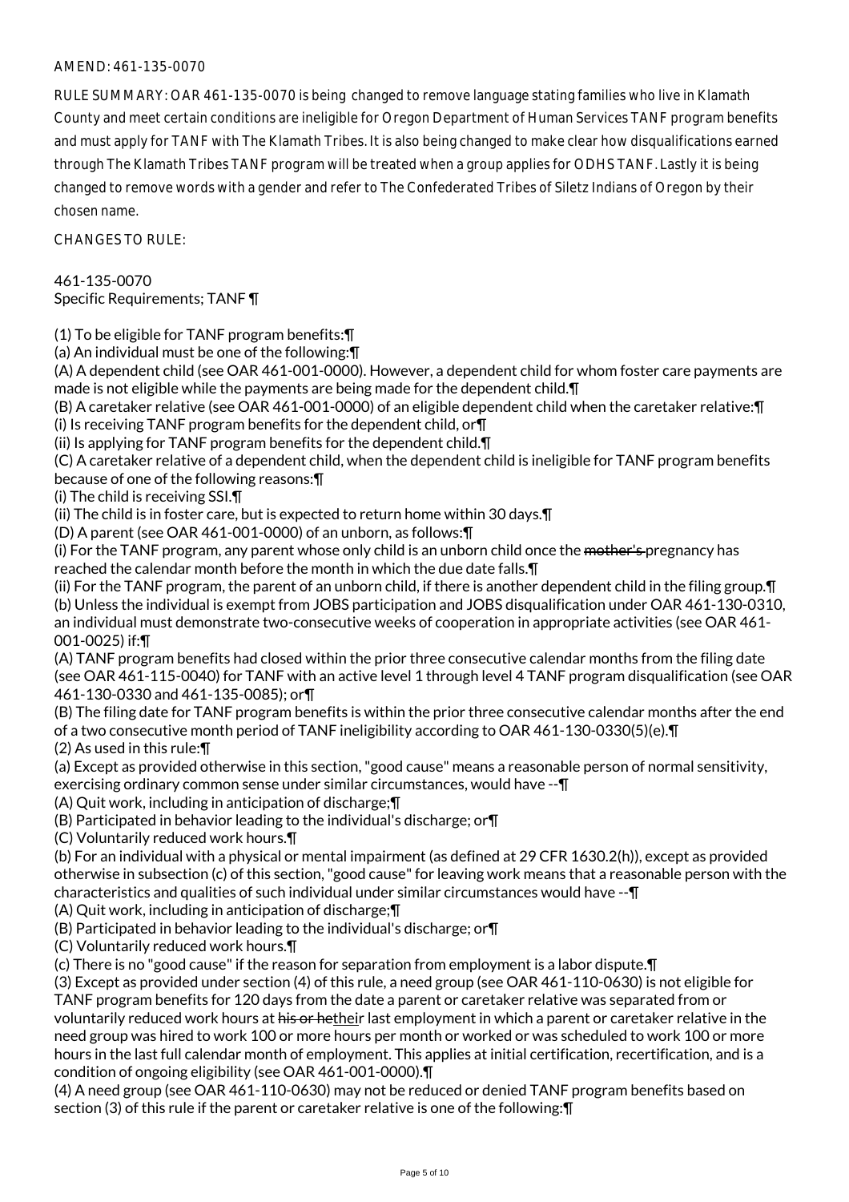AMEND: 461-135-0070

RULE SUMMARY: OAR 461-135-0070 is being changed to remove language stating families who live in Klamath County and meet certain conditions are ineligible for Oregon Department of Human Services TANF program benefits and must apply for TANF with The Klamath Tribes. It is also being changed to make clear how disqualifications earned through The Klamath Tribes TANF program will be treated when a group applies for ODHS TANF. Lastly it is being changed to remove words with a gender and refer to The Confederated Tribes of Siletz Indians of Oregon by their chosen name.

CHANGES TO RULE:

461-135-0070
Specific Requirements; TANF ¶

(1) To be eligible for TANF program benefits:¶
(a) An individual must be one of the following:¶
(A) A dependent child (see OAR 461-001-0000). However, a dependent child for whom foster care payments are made is not eligible while the payments are being made for the dependent child.¶
(B) A caretaker relative (see OAR 461-001-0000) of an eligible dependent child when the caretaker relative:¶
(i) Is receiving TANF program benefits for the dependent child, or¶
(ii) Is applying for TANF program benefits for the dependent child.¶
(C) A caretaker relative of a dependent child, when the dependent child is ineligible for TANF program benefits because of one of the following reasons:¶
(i) The child is receiving SSI.¶
(ii) The child is in foster care, but is expected to return home within 30 days.¶
(D) A parent (see OAR 461-001-0000) of an unborn, as follows:¶
(i) For the TANF program, any parent whose only child is an unborn child once the ~~mother's~~ pregnancy has reached the calendar month before the month in which the due date falls.¶
(ii) For the TANF program, the parent of an unborn child, if there is another dependent child in the filing group.¶
(b) Unless the individual is exempt from JOBS participation and JOBS disqualification under OAR 461-130-0310, an individual must demonstrate two-consecutive weeks of cooperation in appropriate activities (see OAR 461-001-0025) if:¶
(A) TANF program benefits had closed within the prior three consecutive calendar months from the filing date (see OAR 461-115-0040) for TANF with an active level 1 through level 4 TANF program disqualification (see OAR 461-130-0330 and 461-135-0085); or¶
(B) The filing date for TANF program benefits is within the prior three consecutive calendar months after the end of a two consecutive month period of TANF ineligibility according to OAR 461-130-0330(5)(e).¶
(2) As used in this rule:¶
(a) Except as provided otherwise in this section, "good cause" means a reasonable person of normal sensitivity, exercising ordinary common sense under similar circumstances, would have --¶
(A) Quit work, including in anticipation of discharge;¶
(B) Participated in behavior leading to the individual's discharge; or¶
(C) Voluntarily reduced work hours.¶
(b) For an individual with a physical or mental impairment (as defined at 29 CFR 1630.2(h)), except as provided otherwise in subsection (c) of this section, "good cause" for leaving work means that a reasonable person with the characteristics and qualities of such individual under similar circumstances would have --¶
(A) Quit work, including in anticipation of discharge;¶
(B) Participated in behavior leading to the individual's discharge; or¶
(C) Voluntarily reduced work hours.¶
(c) There is no "good cause" if the reason for separation from employment is a labor dispute.¶
(3) Except as provided under section (4) of this rule, a need group (see OAR 461-110-0630) is not eligible for TANF program benefits for 120 days from the date a parent or caretaker relative was separated from or voluntarily reduced work hours at ~~his or he~~their last employment in which a parent or caretaker relative in the need group was hired to work 100 or more hours per month or worked or was scheduled to work 100 or more hours in the last full calendar month of employment. This applies at initial certification, recertification, and is a condition of ongoing eligibility (see OAR 461-001-0000).¶
(4) A need group (see OAR 461-110-0630) may not be reduced or denied TANF program benefits based on section (3) of this rule if the parent or caretaker relative is one of the following:¶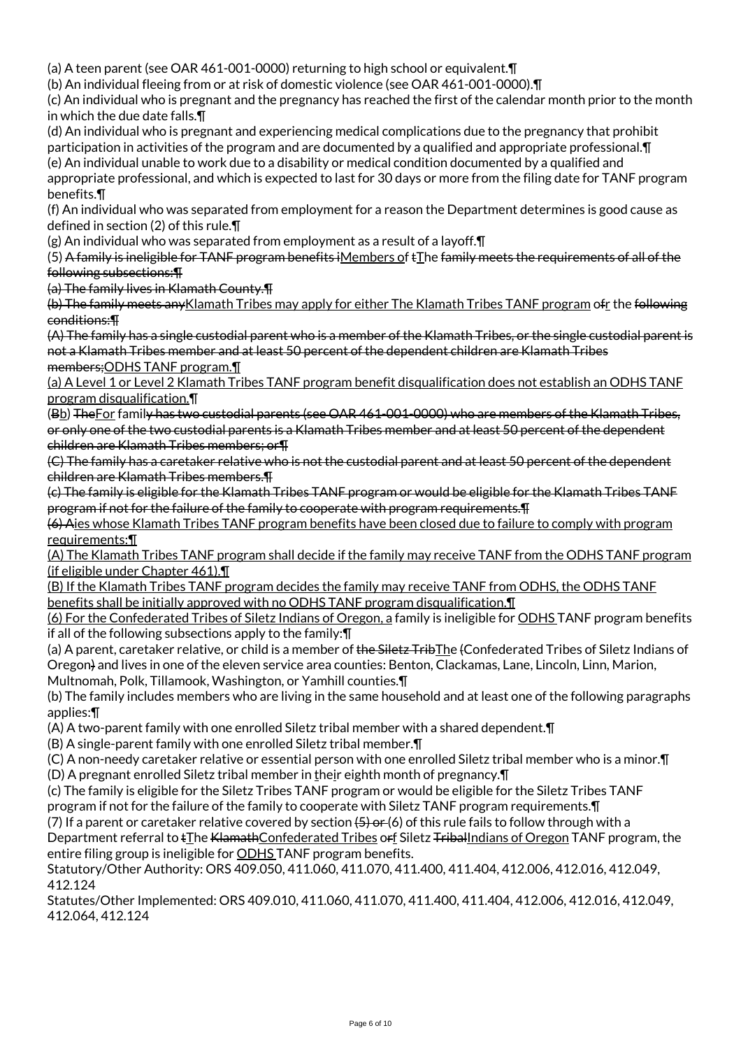(a) A teen parent (see OAR 461-001-0000) returning to high school or equivalent.¶
(b) An individual fleeing from or at risk of domestic violence (see OAR 461-001-0000).¶
(c) An individual who is pregnant and the pregnancy has reached the first of the calendar month prior to the month in which the due date falls.¶
(d) An individual who is pregnant and experiencing medical complications due to the pregnancy that prohibit participation in activities of the program and are documented by a qualified and appropriate professional.¶
(e) An individual unable to work due to a disability or medical condition documented by a qualified and appropriate professional, and which is expected to last for 30 days or more from the filing date for TANF program benefits.¶
(f) An individual who was separated from employment for a reason the Department determines is good cause as defined in section (2) of this rule.¶
(g) An individual who was separated from employment as a result of a layoff.¶
(5) ~~A family is ineligible for TANF program benefits i~~<u>Members o</u>~~t~~<u>T</u>he ~~family meets the requirements of all of the following subsections:¶~~
~~(a) The family lives in Klamath County.¶~~
~~(b) The family meets any~~<u>Klamath Tribes may apply for either The Klamath Tribes TANF program</u> o~~f~~<u>r</u> the ~~following conditions:¶~~
~~(A) The family has a single custodial parent who is a member of the Klamath Tribes, or the single custodial parent is not a Klamath Tribes member and at least 50 percent of the dependent children are Klamath Tribes members;~~<u>ODHS TANF program.¶</u>
<u>(a) A Level 1 or Level 2 Klamath Tribes TANF program benefit disqualification does not establish an ODHS TANF program disqualification.¶</u>
(~~B~~<u>b</u>) ~~The~~<u>For</u> famil~~y has two custodial parents (see OAR 461-001-0000) who are members of the Klamath Tribes, or only one of the two custodial parents is a Klamath Tribes member and at least 50 percent of the dependent children are Klamath Tribes members; or¶~~
~~(C) The family has a caretaker relative who is not the custodial parent and at least 50 percent of the dependent children are Klamath Tribes members.¶~~
~~(c) The family is eligible for the Klamath Tribes TANF program or would be eligible for the Klamath Tribes TANF program if not for the failure of the family to cooperate with program requirements.¶~~
~~(6) A~~<u>ies whose Klamath Tribes TANF program benefits have been closed due to failure to comply with program requirements:¶</u>
<u>(A) The Klamath Tribes TANF program shall decide if the family may receive TANF from the ODHS TANF program (if eligible under Chapter 461).¶</u>
<u>(B) If the Klamath Tribes TANF program decides the family may receive TANF from ODHS, the ODHS TANF benefits shall be initially approved with no ODHS TANF program disqualification.¶</u>
<u>(6) For the Confederated Tribes of Siletz Indians of Oregon, a</u> family is ineligible for <u>ODHS </u>TANF program benefits if all of the following subsections apply to the family:¶
(a) A parent, caretaker relative, or child is a member of ~~the Siletz Trib~~<u>The</u> ~~(~~Confederated Tribes of Siletz Indians of Oregon~~)~~ and lives in one of the eleven service area counties: Benton, Clackamas, Lane, Lincoln, Linn, Marion, Multnomah, Polk, Tillamook, Washington, or Yamhill counties.¶
(b) The family includes members who are living in the same household and at least one of the following paragraphs applies:¶
(A) A two-parent family with one enrolled Siletz tribal member with a shared dependent.¶
(B) A single-parent family with one enrolled Siletz tribal member.¶
(C) A non-needy caretaker relative or essential person with one enrolled Siletz tribal member who is a minor.¶
(D) A pregnant enrolled Siletz tribal member in <u>t</u>he<u>i</u>r eighth month of pregnancy.¶
(c) The family is eligible for the Siletz Tribes TANF program or would be eligible for the Siletz Tribes TANF program if not for the failure of the family to cooperate with Siletz TANF program requirements.¶
(7) If a parent or caretaker relative covered by section ~~(5) or~~ (6) of this rule fails to follow through with a Department referral to ~~t~~<u>T</u>he ~~Klamath~~<u>Confederated Tribes</u> o~~r~~<u>f</u> Siletz ~~Tribal~~<u>Indians of Oregon</u> TANF program, the entire filing group is ineligible for <u>ODHS </u>TANF program benefits.

Statutory/Other Authority: ORS 409.050, 411.060, 411.070, 411.400, 411.404, 412.006, 412.016, 412.049, 412.124

Statutes/Other Implemented: ORS 409.010, 411.060, 411.070, 411.400, 411.404, 412.006, 412.016, 412.049, 412.064, 412.124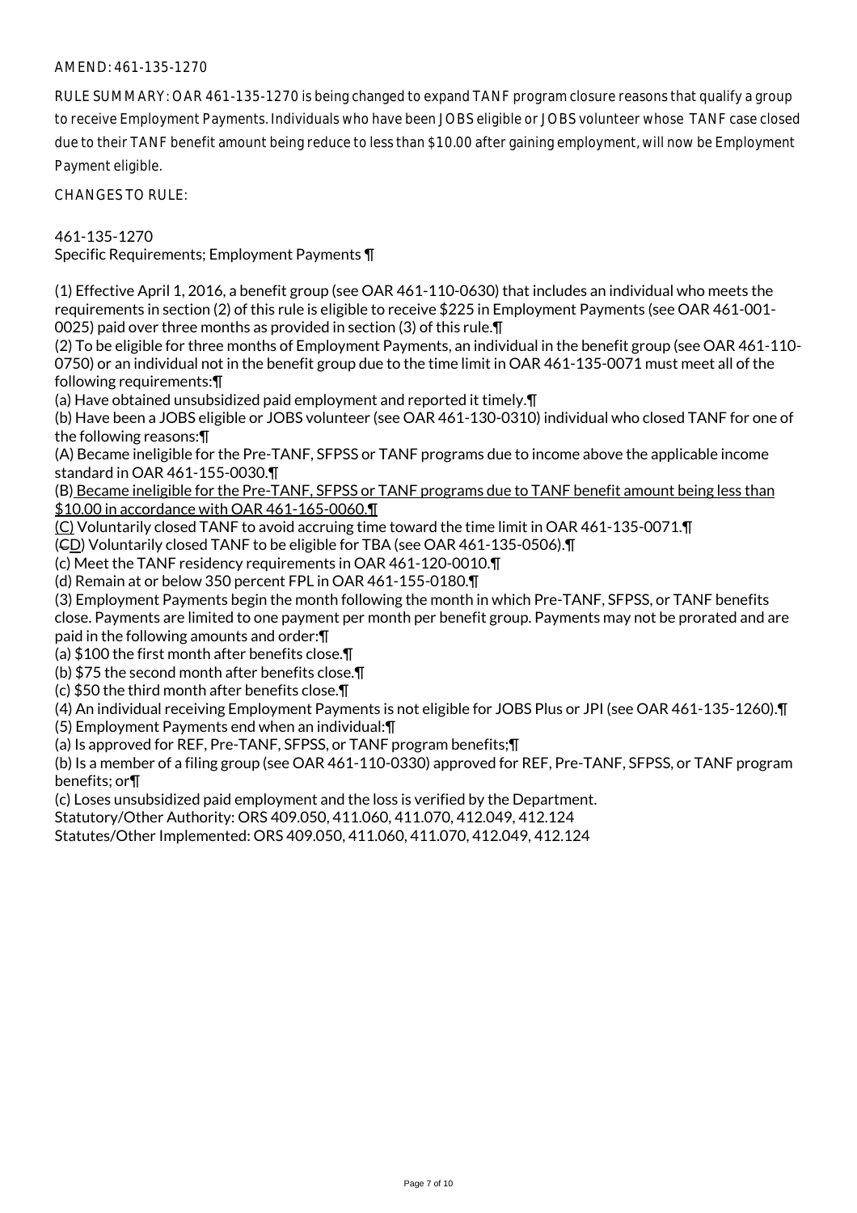AMEND: 461-135-1270

RULE SUMMARY: OAR 461-135-1270 is being changed to expand TANF program closure reasons that qualify a group to receive Employment Payments. Individuals who have been JOBS eligible or JOBS volunteer whose TANF case closed due to their TANF benefit amount being reduce to less than $10.00 after gaining employment, will now be Employment Payment eligible.

CHANGES TO RULE:

461-135-1270
Specific Requirements; Employment Payments ¶

(1) Effective April 1, 2016, a benefit group (see OAR 461-110-0630) that includes an individual who meets the requirements in section (2) of this rule is eligible to receive $225 in Employment Payments (see OAR 461-001-0025) paid over three months as provided in section (3) of this rule.¶
(2) To be eligible for three months of Employment Payments, an individual in the benefit group (see OAR 461-110-0750) or an individual not in the benefit group due to the time limit in OAR 461-135-0071 must meet all of the following requirements:¶
(a) Have obtained unsubsidized paid employment and reported it timely.¶
(b) Have been a JOBS eligible or JOBS volunteer (see OAR 461-130-0310) individual who closed TANF for one of the following reasons:¶
(A) Became ineligible for the Pre-TANF, SFPSS or TANF programs due to income above the applicable income standard in OAR 461-155-0030.¶
(B) Became ineligible for the Pre-TANF, SFPSS or TANF programs due to TANF benefit amount being less than $10.00 in accordance with OAR 461-165-0060.¶
(C) Voluntarily closed TANF to avoid accruing time toward the time limit in OAR 461-135-0071.¶
(~~C~~D) Voluntarily closed TANF to be eligible for TBA (see OAR 461-135-0506).¶
(c) Meet the TANF residency requirements in OAR 461-120-0010.¶
(d) Remain at or below 350 percent FPL in OAR 461-155-0180.¶
(3) Employment Payments begin the month following the month in which Pre-TANF, SFPSS, or TANF benefits close. Payments are limited to one payment per month per benefit group. Payments may not be prorated and are paid in the following amounts and order:¶
(a) $100 the first month after benefits close.¶
(b) $75 the second month after benefits close.¶
(c) $50 the third month after benefits close.¶
(4) An individual receiving Employment Payments is not eligible for JOBS Plus or JPI (see OAR 461-135-1260).¶
(5) Employment Payments end when an individual:¶
(a) Is approved for REF, Pre-TANF, SFPSS, or TANF program benefits;¶
(b) Is a member of a filing group (see OAR 461-110-0330) approved for REF, Pre-TANF, SFPSS, or TANF program benefits; or¶
(c) Loses unsubsidized paid employment and the loss is verified by the Department.
Statutory/Other Authority: ORS 409.050, 411.060, 411.070, 412.049, 412.124
Statutes/Other Implemented: ORS 409.050, 411.060, 411.070, 412.049, 412.124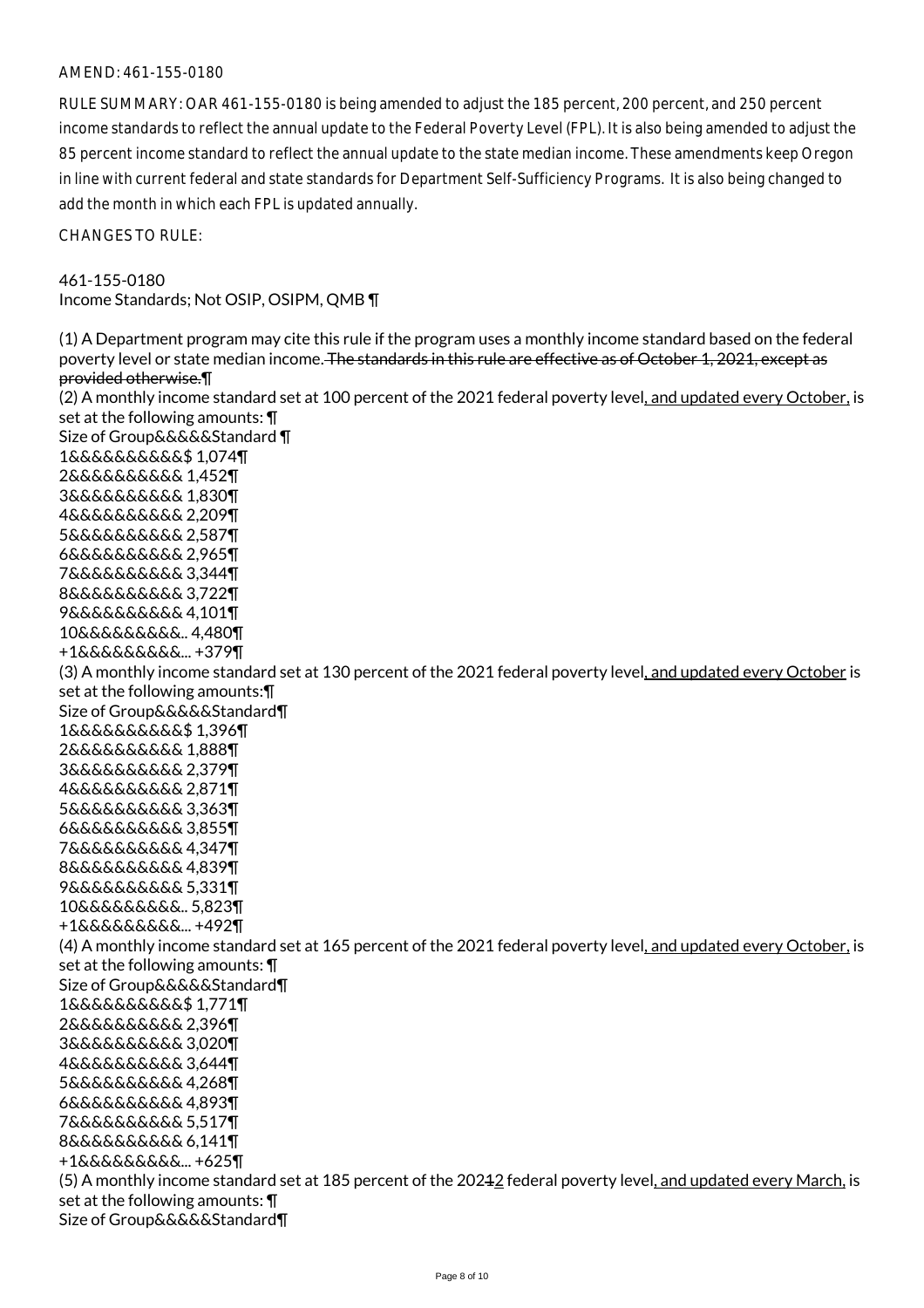AMEND: 461-155-0180

RULE SUMMARY: OAR 461-155-0180 is being amended to adjust the 185 percent, 200 percent, and 250 percent income standards to reflect the annual update to the Federal Poverty Level (FPL). It is also being amended to adjust the 85 percent income standard to reflect the annual update to the state median income. These amendments keep Oregon in line with current federal and state standards for Department Self-Sufficiency Programs. It is also being changed to add the month in which each FPL is updated annually.

CHANGES TO RULE:

461-155-0180
Income Standards; Not OSIP, OSIPM, QMB ¶

(1) A Department program may cite this rule if the program uses a monthly income standard based on the federal poverty level or state median income. ~~The standards in this rule are effective as of October 1, 2021, except as provided otherwise.~~¶
(2) A monthly income standard set at 100 percent of the 2021 federal poverty level<u>, and updated every October,</u> is set at the following amounts: ¶
Size of Group&&&&&Standard ¶
1&&&&&&&&&&$ 1,074¶
2&&&&&&&&&& 1,452¶
3&&&&&&&&&& 1,830¶
4&&&&&&&&&& 2,209¶
5&&&&&&&&&& 2,587¶
6&&&&&&&&&& 2,965¶
7&&&&&&&&&& 3,344¶
8&&&&&&&&&& 3,722¶
9&&&&&&&&&& 4,101¶
10&&&&&&&&&.. 4,480¶
+1&&&&&&&&&... +379¶
(3) A monthly income standard set at 130 percent of the 2021 federal poverty level<u>, and updated every October</u> is set at the following amounts:¶
Size of Group&&&&&Standard¶
1&&&&&&&&&&$ 1,396¶
2&&&&&&&&&& 1,888¶
3&&&&&&&&&& 2,379¶
4&&&&&&&&&& 2,871¶
5&&&&&&&&&& 3,363¶
6&&&&&&&&&& 3,855¶
7&&&&&&&&&& 4,347¶
8&&&&&&&&&& 4,839¶
9&&&&&&&&&& 5,331¶
10&&&&&&&&&.. 5,823¶
+1&&&&&&&&&... +492¶
(4) A monthly income standard set at 165 percent of the 2021 federal poverty level<u>, and updated every October,</u> is set at the following amounts: ¶
Size of Group&&&&&Standard¶
1&&&&&&&&&&$ 1,771¶
2&&&&&&&&&& 2,396¶
3&&&&&&&&&& 3,020¶
4&&&&&&&&&& 3,644¶
5&&&&&&&&&& 4,268¶
6&&&&&&&&&& 4,893¶
7&&&&&&&&&& 5,517¶
8&&&&&&&&&& 6,141¶
+1&&&&&&&&&... +625¶
(5) A monthly income standard set at 185 percent of the 202~~1~~<u>2</u> federal poverty level<u>, and updated every March,</u> is set at the following amounts: ¶
Size of Group&&&&&Standard¶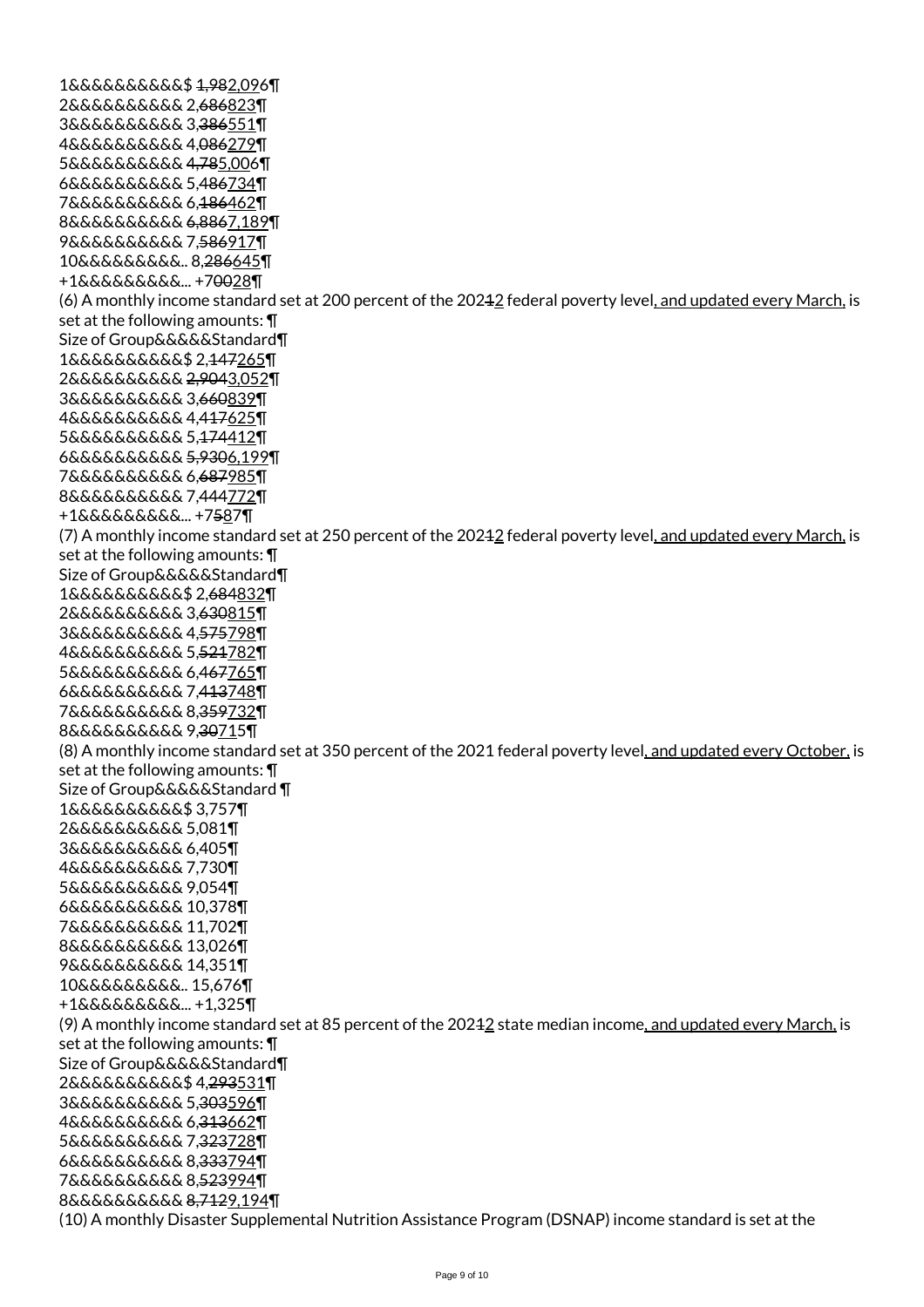1&&&&&&&&&&$ ~~1,98~~<u>2,096</u>¶
2&&&&&&&&&& 2,~~686~~<u>823</u>¶
3&&&&&&&&&& 3,~~386~~<u>551</u>¶
4&&&&&&&&&& 4,~~086~~<u>279</u>¶
5&&&&&&&&&& ~~4,78~~<u>5,006</u>¶
6&&&&&&&&&& 5,~~486~~<u>734</u>¶
7&&&&&&&&&& 6,~~186~~<u>462</u>¶
8&&&&&&&&&& ~~6,88~~<u>7,189</u>¶
9&&&&&&&&&& 7,~~586~~<u>917</u>¶
10&&&&&&&&&.. 8,~~286~~<u>645</u>¶
+1&&&&&&&&&... +7~~00~~<u>28</u>¶

(6) A monthly income standard set at 200 percent of the 202~~1~~<u>2</u> federal poverty level<u>, and updated every March,</u> is set at the following amounts: ¶
Size of Group&&&&&Standard¶
1&&&&&&&&&&$ 2,~~147~~<u>265</u>¶
2&&&&&&&&&& ~~2,904~~<u>3,052</u>¶
3&&&&&&&&&& 3,~~660~~<u>839</u>¶
4&&&&&&&&&& 4,~~417~~<u>625</u>¶
5&&&&&&&&&& 5,~~174~~<u>412</u>¶
6&&&&&&&&&& ~~5,930~~<u>6,199</u>¶
7&&&&&&&&&& 6,~~687~~<u>985</u>¶
8&&&&&&&&&& 7,~~444~~<u>772</u>¶
+1&&&&&&&&&... +7~~5~~<u>8</u>7¶

(7) A monthly income standard set at 250 percent of the 202~~1~~<u>2</u> federal poverty level<u>, and updated every March,</u> is set at the following amounts: ¶
Size of Group&&&&&Standard¶
1&&&&&&&&&&$ 2,~~684~~<u>832</u>¶
2&&&&&&&&&& 3,~~630~~<u>815</u>¶
3&&&&&&&&&& 4,~~575~~<u>798</u>¶
4&&&&&&&&&& 5,~~521~~<u>782</u>¶
5&&&&&&&&&& 6,~~467~~<u>765</u>¶
6&&&&&&&&&& 7,~~413~~<u>748</u>¶
7&&&&&&&&&& 8,~~359~~<u>732</u>¶
8&&&&&&&&&& 9,~~30~~<u>71</u>5¶

(8) A monthly income standard set at 350 percent of the 2021 federal poverty level<u>, and updated every October,</u> is set at the following amounts: ¶
Size of Group&&&&&Standard ¶
1&&&&&&&&&&$ 3,757¶
2&&&&&&&&&& 5,081¶
3&&&&&&&&&& 6,405¶
4&&&&&&&&&& 7,730¶
5&&&&&&&&&& 9,054¶
6&&&&&&&&&& 10,378¶
7&&&&&&&&&& 11,702¶
8&&&&&&&&&& 13,026¶
9&&&&&&&&&& 14,351¶
10&&&&&&&&&.. 15,676¶
+1&&&&&&&&&... +1,325¶

(9) A monthly income standard set at 85 percent of the 202~~1~~<u>2</u> state median income<u>, and updated every March,</u> is set at the following amounts: ¶
Size of Group&&&&&Standard¶
2&&&&&&&&&&$ 4,~~293~~<u>531</u>¶
3&&&&&&&&&& 5,~~303~~<u>596</u>¶
4&&&&&&&&&& 6,~~313~~<u>662</u>¶
5&&&&&&&&&& 7,~~323~~<u>728</u>¶
6&&&&&&&&&& 8,~~333~~<u>794</u>¶
7&&&&&&&&&& 8,~~523~~<u>994</u>¶
8&&&&&&&&&& ~~8,712~~<u>9,194</u>¶

(10) A monthly Disaster Supplemental Nutrition Assistance Program (DSNAP) income standard is set at the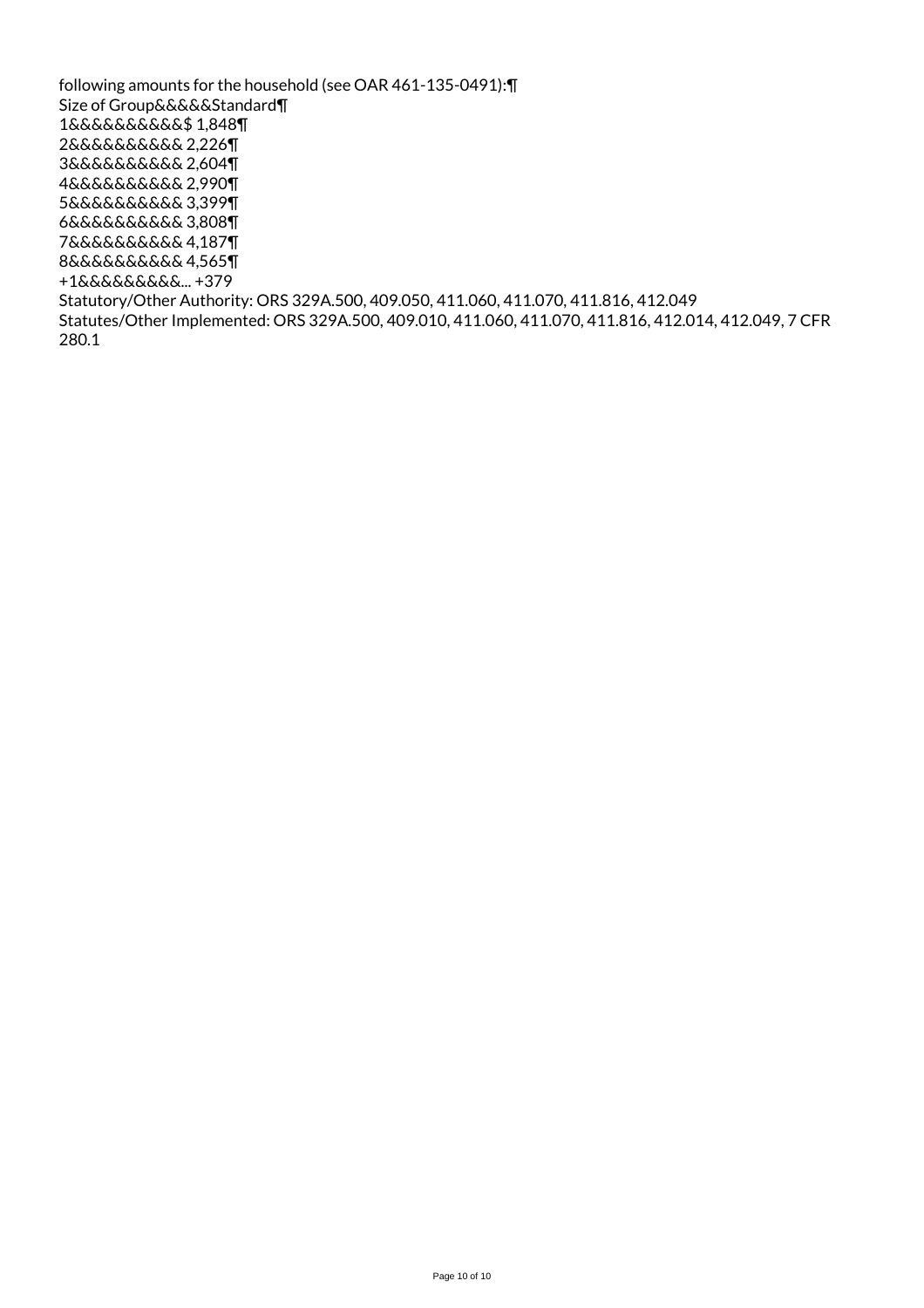following amounts for the household (see OAR 461-135-0491):¶
Size of Group&&&&&Standard¶
1&&&&&&&&&&$ 1,848¶
2&&&&&&&&&& 2,226¶
3&&&&&&&&&& 2,604¶
4&&&&&&&&&& 2,990¶
5&&&&&&&&&& 3,399¶
6&&&&&&&&&& 3,808¶
7&&&&&&&&&& 4,187¶
8&&&&&&&&&& 4,565¶
+1&&&&&&&&&... +379

Statutory/Other Authority: ORS 329A.500, 409.050, 411.060, 411.070, 411.816, 412.049

Statutes/Other Implemented: ORS 329A.500, 409.010, 411.060, 411.070, 411.816, 412.014, 412.049, 7 CFR 280.1